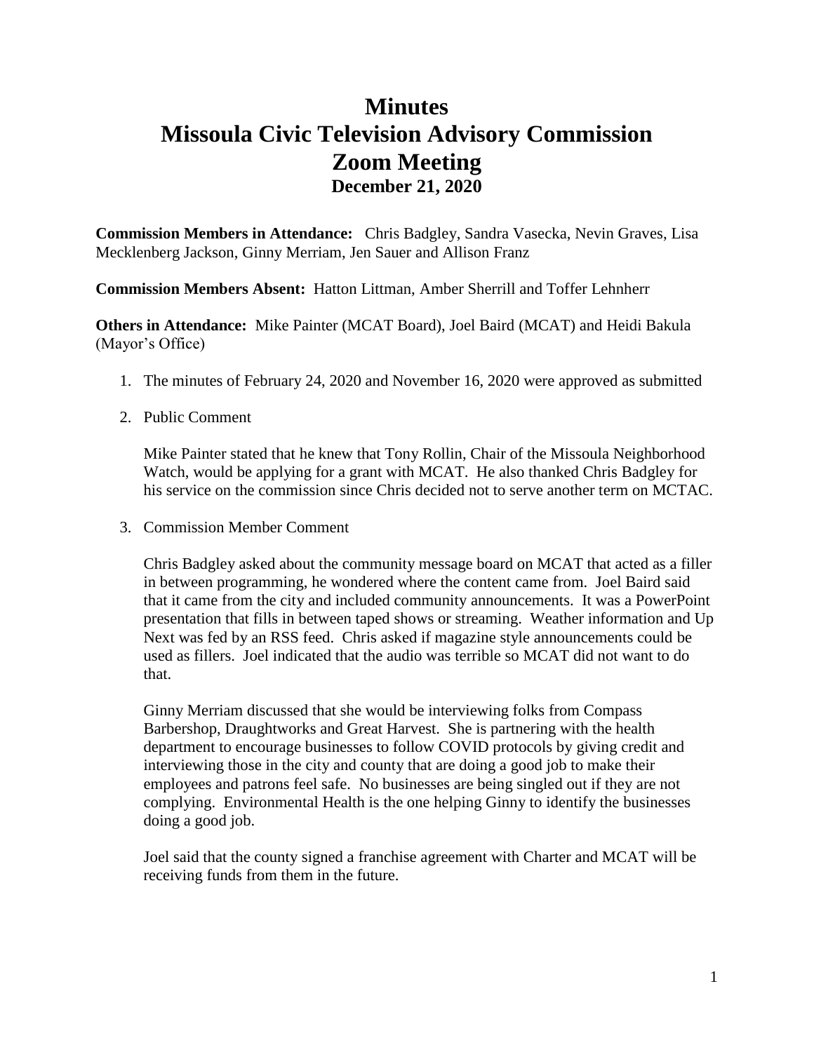# Minutes
# Missoula Civic Television Advisory Commission
# Zoom Meeting
## December 21, 2020

**Commission Members in Attendance:** Chris Badgley, Sandra Vasecka, Nevin Graves, Lisa Mecklenberg Jackson, Ginny Merriam, Jen Sauer and Allison Franz

**Commission Members Absent:** Hatton Littman, Amber Sherrill and Toffer Lehnherr

**Others in Attendance:** Mike Painter (MCAT Board), Joel Baird (MCAT) and Heidi Bakula (Mayor's Office)

1. The minutes of February 24, 2020 and November 16, 2020 were approved as submitted

2. Public Comment

   Mike Painter stated that he knew that Tony Rollin, Chair of the Missoula Neighborhood Watch, would be applying for a grant with MCAT. He also thanked Chris Badgley for his service on the commission since Chris decided not to serve another term on MCTAC.

3. Commission Member Comment

   Chris Badgley asked about the community message board on MCAT that acted as a filler in between programming, he wondered where the content came from. Joel Baird said that it came from the city and included community announcements. It was a PowerPoint presentation that fills in between taped shows or streaming. Weather information and Up Next was fed by an RSS feed. Chris asked if magazine style announcements could be used as fillers. Joel indicated that the audio was terrible so MCAT did not want to do that.

   Ginny Merriam discussed that she would be interviewing folks from Compass Barbershop, Draughtworks and Great Harvest. She is partnering with the health department to encourage businesses to follow COVID protocols by giving credit and interviewing those in the city and county that are doing a good job to make their employees and patrons feel safe. No businesses are being singled out if they are not complying. Environmental Health is the one helping Ginny to identify the businesses doing a good job.

   Joel said that the county signed a franchise agreement with Charter and MCAT will be receiving funds from them in the future.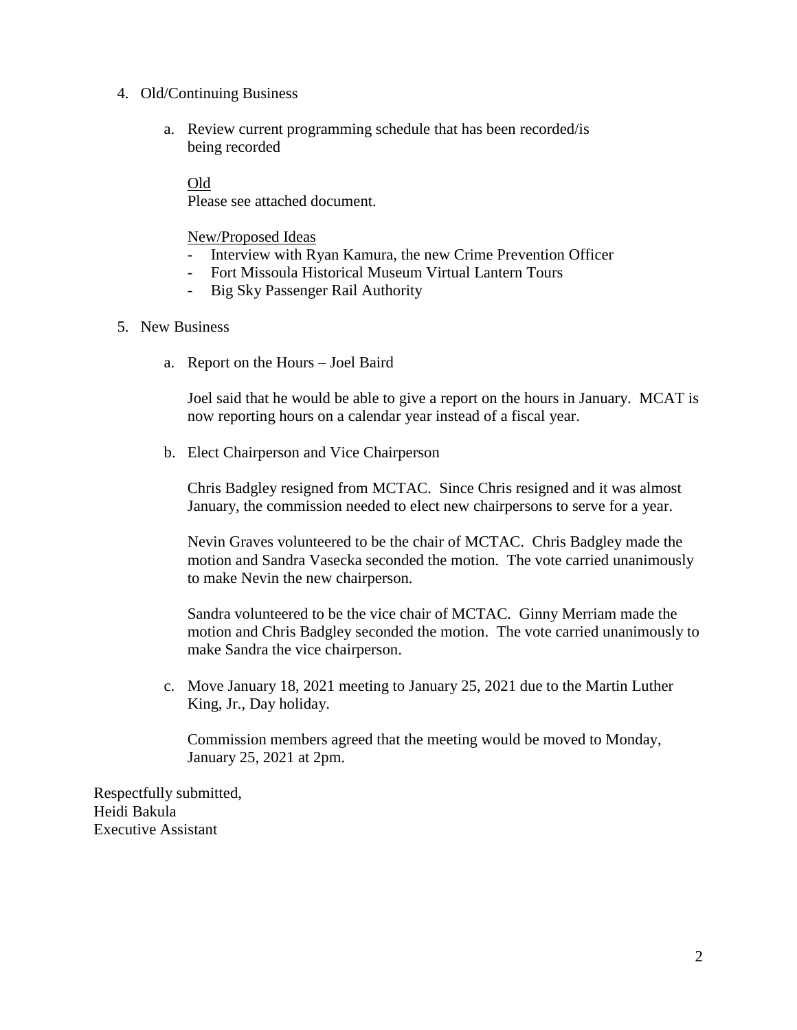4. Old/Continuing Business

   a. Review current programming schedule that has been recorded/is being recorded

      Old
      Please see attached document.

      New/Proposed Ideas
      - Interview with Ryan Kamura, the new Crime Prevention Officer
      - Fort Missoula Historical Museum Virtual Lantern Tours
      - Big Sky Passenger Rail Authority

5. New Business

   a. Report on the Hours – Joel Baird

      Joel said that he would be able to give a report on the hours in January. MCAT is now reporting hours on a calendar year instead of a fiscal year.

   b. Elect Chairperson and Vice Chairperson

      Chris Badgley resigned from MCTAC. Since Chris resigned and it was almost January, the commission needed to elect new chairpersons to serve for a year.

      Nevin Graves volunteered to be the chair of MCTAC. Chris Badgley made the motion and Sandra Vasecka seconded the motion. The vote carried unanimously to make Nevin the new chairperson.

      Sandra volunteered to be the vice chair of MCTAC. Ginny Merriam made the motion and Chris Badgley seconded the motion. The vote carried unanimously to make Sandra the vice chairperson.

   c. Move January 18, 2021 meeting to January 25, 2021 due to the Martin Luther King, Jr., Day holiday.

      Commission members agreed that the meeting would be moved to Monday, January 25, 2021 at 2pm.

Respectfully submitted,
Heidi Bakula
Executive Assistant